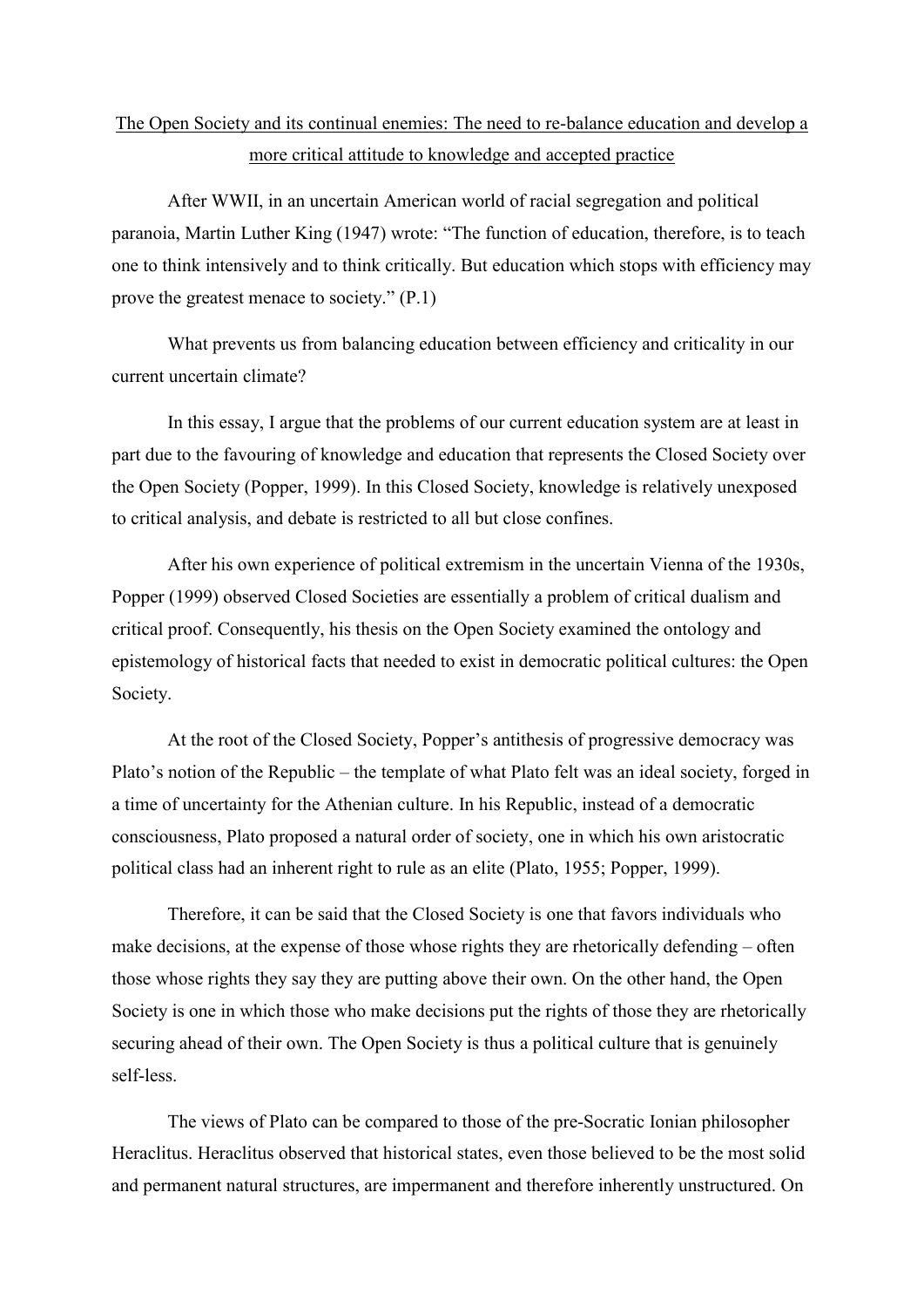# The Open Society and its continual enemies: The need to re-balance education and develop a more critical attitude to knowledge and accepted practice

After WWII, in an uncertain American world of racial segregation and political paranoia, Martin Luther King (1947) wrote: "The function of education, therefore, is to teach one to think intensively and to think critically. But education which stops with efficiency may prove the greatest menace to society." (P.1)

What prevents us from balancing education between efficiency and criticality in our current uncertain climate?

In this essay, I argue that the problems of our current education system are at least in part due to the favouring of knowledge and education that represents the Closed Society over the Open Society (Popper, 1999). In this Closed Society, knowledge is relatively unexposed to critical analysis, and debate is restricted to all but close confines.

After his own experience of political extremism in the uncertain Vienna of the 1930s, Popper (1999) observed Closed Societies are essentially a problem of critical dualism and critical proof. Consequently, his thesis on the Open Society examined the ontology and epistemology of historical facts that needed to exist in democratic political cultures: the Open Society.

At the root of the Closed Society, Popper's antithesis of progressive democracy was Plato's notion of the Republic – the template of what Plato felt was an ideal society, forged in a time of uncertainty for the Athenian culture. In his Republic, instead of a democratic consciousness, Plato proposed a natural order of society, one in which his own aristocratic political class had an inherent right to rule as an elite (Plato, 1955; Popper, 1999).

Therefore, it can be said that the Closed Society is one that favors individuals who make decisions, at the expense of those whose rights they are rhetorically defending – often those whose rights they say they are putting above their own. On the other hand, the Open Society is one in which those who make decisions put the rights of those they are rhetorically securing ahead of their own. The Open Society is thus a political culture that is genuinely self-less.

The views of Plato can be compared to those of the pre-Socratic Ionian philosopher Heraclitus. Heraclitus observed that historical states, even those believed to be the most solid and permanent natural structures, are impermanent and therefore inherently unstructured. On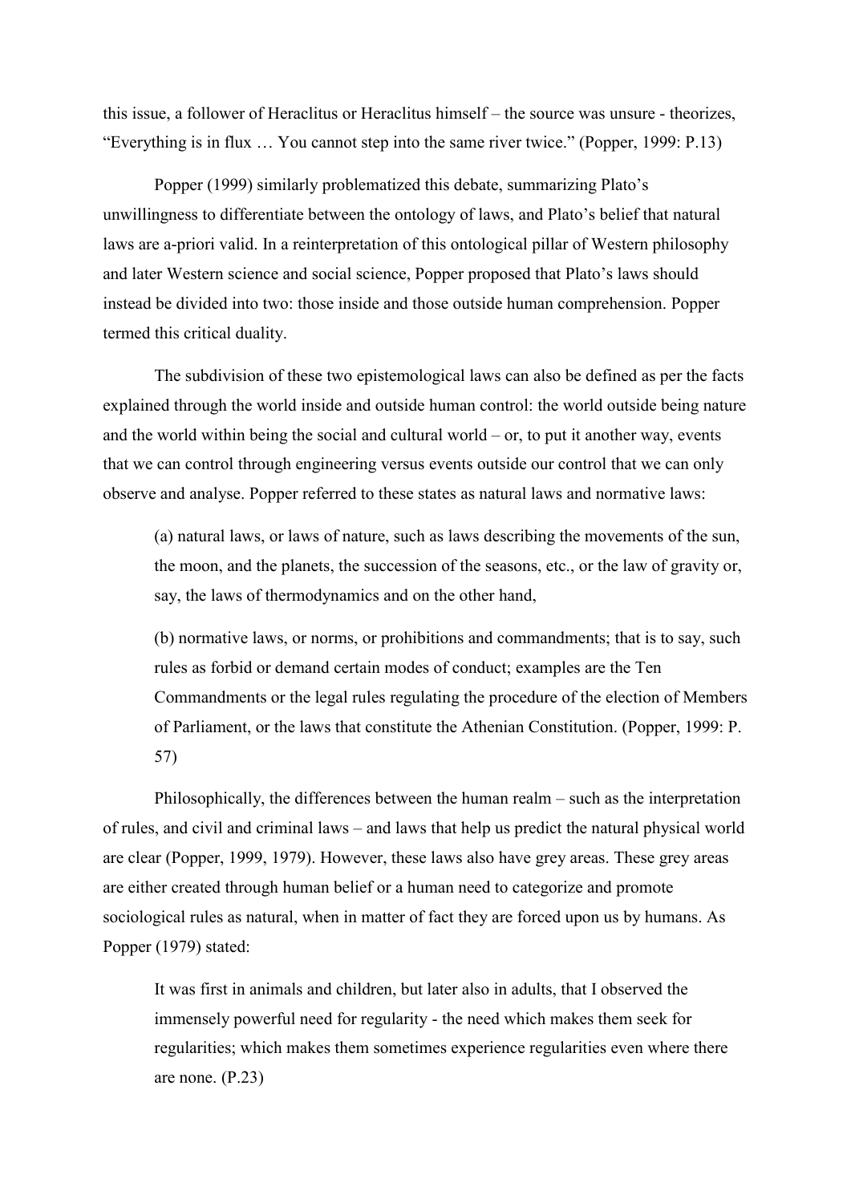this issue, a follower of Heraclitus or Heraclitus himself – the source was unsure - theorizes, "Everything is in flux … You cannot step into the same river twice." (Popper, 1999: P.13)

Popper (1999) similarly problematized this debate, summarizing Plato's unwillingness to differentiate between the ontology of laws, and Plato's belief that natural laws are a-priori valid. In a reinterpretation of this ontological pillar of Western philosophy and later Western science and social science, Popper proposed that Plato's laws should instead be divided into two: those inside and those outside human comprehension. Popper termed this critical duality.

The subdivision of these two epistemological laws can also be defined as per the facts explained through the world inside and outside human control: the world outside being nature and the world within being the social and cultural world – or, to put it another way, events that we can control through engineering versus events outside our control that we can only observe and analyse. Popper referred to these states as natural laws and normative laws:

> (a) natural laws, or laws of nature, such as laws describing the movements of the sun, the moon, and the planets, the succession of the seasons, etc., or the law of gravity or, say, the laws of thermodynamics and on the other hand,
>
> (b) normative laws, or norms, or prohibitions and commandments; that is to say, such rules as forbid or demand certain modes of conduct; examples are the Ten Commandments or the legal rules regulating the procedure of the election of Members of Parliament, or the laws that constitute the Athenian Constitution. (Popper, 1999: P. 57)

Philosophically, the differences between the human realm – such as the interpretation of rules, and civil and criminal laws – and laws that help us predict the natural physical world are clear (Popper, 1999, 1979). However, these laws also have grey areas. These grey areas are either created through human belief or a human need to categorize and promote sociological rules as natural, when in matter of fact they are forced upon us by humans. As Popper (1979) stated:

> It was first in animals and children, but later also in adults, that I observed the immensely powerful need for regularity - the need which makes them seek for regularities; which makes them sometimes experience regularities even where there are none. (P.23)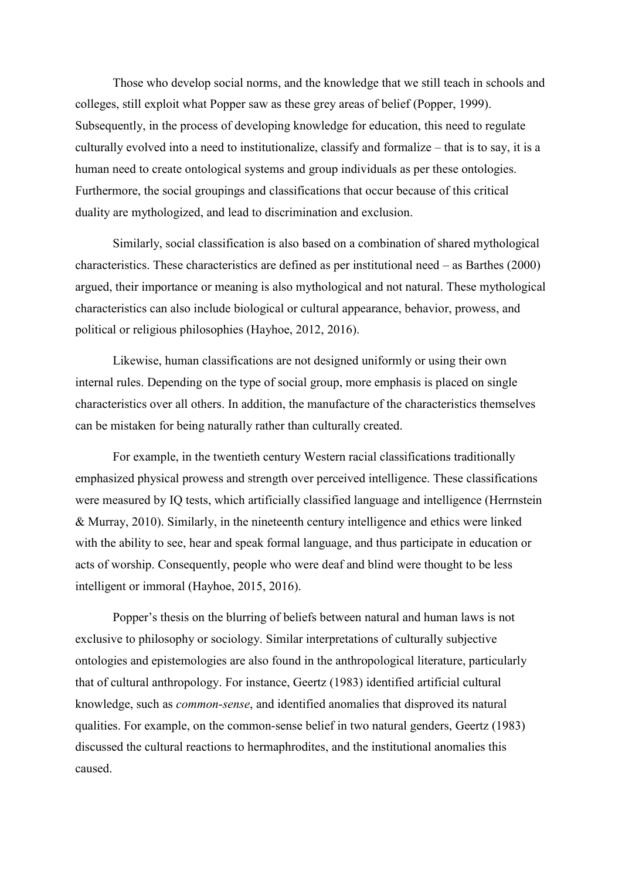Those who develop social norms, and the knowledge that we still teach in schools and colleges, still exploit what Popper saw as these grey areas of belief (Popper, 1999). Subsequently, in the process of developing knowledge for education, this need to regulate culturally evolved into a need to institutionalize, classify and formalize – that is to say, it is a human need to create ontological systems and group individuals as per these ontologies. Furthermore, the social groupings and classifications that occur because of this critical duality are mythologized, and lead to discrimination and exclusion.

Similarly, social classification is also based on a combination of shared mythological characteristics. These characteristics are defined as per institutional need – as Barthes (2000) argued, their importance or meaning is also mythological and not natural. These mythological characteristics can also include biological or cultural appearance, behavior, prowess, and political or religious philosophies (Hayhoe, 2012, 2016).

Likewise, human classifications are not designed uniformly or using their own internal rules. Depending on the type of social group, more emphasis is placed on single characteristics over all others. In addition, the manufacture of the characteristics themselves can be mistaken for being naturally rather than culturally created.

For example, in the twentieth century Western racial classifications traditionally emphasized physical prowess and strength over perceived intelligence. These classifications were measured by IQ tests, which artificially classified language and intelligence (Herrnstein & Murray, 2010). Similarly, in the nineteenth century intelligence and ethics were linked with the ability to see, hear and speak formal language, and thus participate in education or acts of worship. Consequently, people who were deaf and blind were thought to be less intelligent or immoral (Hayhoe, 2015, 2016).

Popper's thesis on the blurring of beliefs between natural and human laws is not exclusive to philosophy or sociology. Similar interpretations of culturally subjective ontologies and epistemologies are also found in the anthropological literature, particularly that of cultural anthropology. For instance, Geertz (1983) identified artificial cultural knowledge, such as *common-sense*, and identified anomalies that disproved its natural qualities. For example, on the common-sense belief in two natural genders, Geertz (1983) discussed the cultural reactions to hermaphrodites, and the institutional anomalies this caused.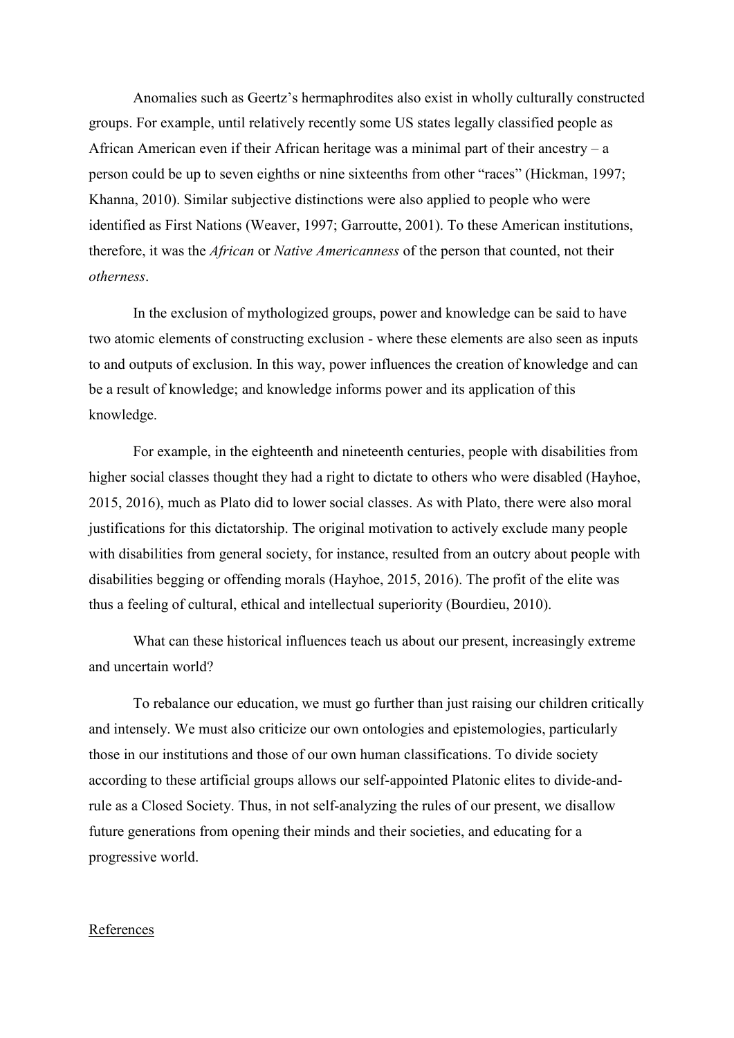Anomalies such as Geertz's hermaphrodites also exist in wholly culturally constructed groups. For example, until relatively recently some US states legally classified people as African American even if their African heritage was a minimal part of their ancestry – a person could be up to seven eighths or nine sixteenths from other "races" (Hickman, 1997; Khanna, 2010). Similar subjective distinctions were also applied to people who were identified as First Nations (Weaver, 1997; Garroutte, 2001). To these American institutions, therefore, it was the *African* or *Native Americanness* of the person that counted, not their *otherness*.

In the exclusion of mythologized groups, power and knowledge can be said to have two atomic elements of constructing exclusion - where these elements are also seen as inputs to and outputs of exclusion. In this way, power influences the creation of knowledge and can be a result of knowledge; and knowledge informs power and its application of this knowledge.

For example, in the eighteenth and nineteenth centuries, people with disabilities from higher social classes thought they had a right to dictate to others who were disabled (Hayhoe, 2015, 2016), much as Plato did to lower social classes. As with Plato, there were also moral justifications for this dictatorship. The original motivation to actively exclude many people with disabilities from general society, for instance, resulted from an outcry about people with disabilities begging or offending morals (Hayhoe, 2015, 2016). The profit of the elite was thus a feeling of cultural, ethical and intellectual superiority (Bourdieu, 2010).

What can these historical influences teach us about our present, increasingly extreme and uncertain world?

To rebalance our education, we must go further than just raising our children critically and intensely. We must also criticize our own ontologies and epistemologies, particularly those in our institutions and those of our own human classifications. To divide society according to these artificial groups allows our self-appointed Platonic elites to divide-and-rule as a Closed Society. Thus, in not self-analyzing the rules of our present, we disallow future generations from opening their minds and their societies, and educating for a progressive world.

<u>References</u>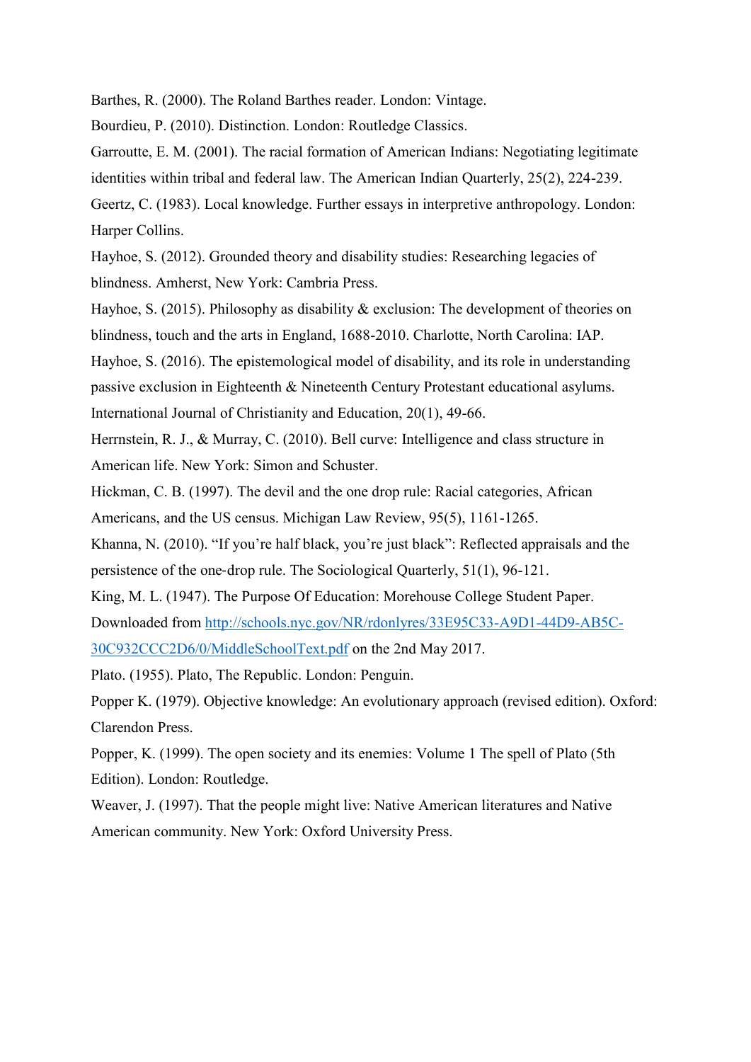Barthes, R. (2000). The Roland Barthes reader. London: Vintage.

Bourdieu, P. (2010). Distinction. London: Routledge Classics.

Garroutte, E. M. (2001). The racial formation of American Indians: Negotiating legitimate identities within tribal and federal law. The American Indian Quarterly, 25(2), 224-239.

Geertz, C. (1983). Local knowledge. Further essays in interpretive anthropology. London: Harper Collins.

Hayhoe, S. (2012). Grounded theory and disability studies: Researching legacies of blindness. Amherst, New York: Cambria Press.

Hayhoe, S. (2015). Philosophy as disability & exclusion: The development of theories on blindness, touch and the arts in England, 1688-2010. Charlotte, North Carolina: IAP.

Hayhoe, S. (2016). The epistemological model of disability, and its role in understanding passive exclusion in Eighteenth & Nineteenth Century Protestant educational asylums. International Journal of Christianity and Education, 20(1), 49-66.

Herrnstein, R. J., & Murray, C. (2010). Bell curve: Intelligence and class structure in American life. New York: Simon and Schuster.

Hickman, C. B. (1997). The devil and the one drop rule: Racial categories, African Americans, and the US census. Michigan Law Review, 95(5), 1161-1265.

Khanna, N. (2010). "If you're half black, you're just black": Reflected appraisals and the persistence of the one-drop rule. The Sociological Quarterly, 51(1), 96-121.

King, M. L. (1947). The Purpose Of Education: Morehouse College Student Paper. Downloaded from [http://schools.nyc.gov/NR/rdonlyres/33E95C33-A9D1-44D9-AB5C-30C932CCC2D6/0/MiddleSchoolText.pdf](http://schools.nyc.gov/NR/rdonlyres/33E95C33-A9D1-44D9-AB5C-30C932CCC2D6/0/MiddleSchoolText.pdf) on the 2nd May 2017.

Plato. (1955). Plato, The Republic. London: Penguin.

Popper K. (1979). Objective knowledge: An evolutionary approach (revised edition). Oxford: Clarendon Press.

Popper, K. (1999). The open society and its enemies: Volume 1 The spell of Plato (5th Edition). London: Routledge.

Weaver, J. (1997). That the people might live: Native American literatures and Native American community. New York: Oxford University Press.